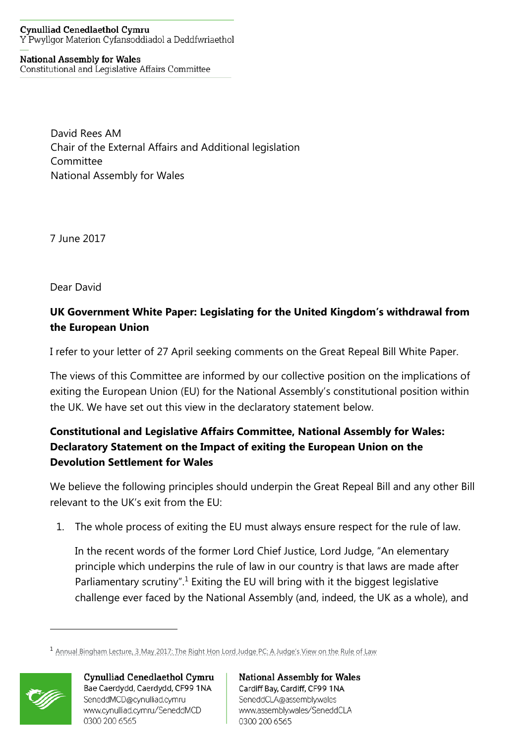**Cynulliad Cenedlaethol Cymru**
Y Pwyllgor Materion Cyfansoddiadol a Deddfwriaethol

**National Assembly for Wales**
Constitutional and Legislative Affairs Committee

David Rees AM
Chair of the External Affairs and Additional legislation Committee
National Assembly for Wales

7 June 2017

Dear David

**UK Government White Paper: Legislating for the United Kingdom's withdrawal from the European Union**

I refer to your letter of 27 April seeking comments on the Great Repeal Bill White Paper.

The views of this Committee are informed by our collective position on the implications of exiting the European Union (EU) for the National Assembly's constitutional position within the UK. We have set out this view in the declaratory statement below.

**Constitutional and Legislative Affairs Committee, National Assembly for Wales: Declaratory Statement on the Impact of exiting the European Union on the Devolution Settlement for Wales**

We believe the following principles should underpin the Great Repeal Bill and any other Bill relevant to the UK's exit from the EU:

1. The whole process of exiting the EU must always ensure respect for the rule of law.

   In the recent words of the former Lord Chief Justice, Lord Judge, "An elementary principle which underpins the rule of law in our country is that laws are made after Parliamentary scrutiny".[1] Exiting the EU will bring with it the biggest legislative challenge ever faced by the National Assembly (and, indeed, the UK as a whole), and

[1] Annual Bingham Lecture, 3 May 2017: The Right Hon Lord Judge PC: A Judge's View on the Rule of Law

Cynulliad Cenedlaethol Cymru
Bae Caerdydd, Caerdydd, CF99 1NA
SeneddMCD@cynulliad.cymru
www.cynulliad.cymru/SeneddMCD
0300 200 6565

National Assembly for Wales
Cardiff Bay, Cardiff, CF99 1NA
SeneddCLA@assembly.wales
www.assembly.wales/SeneddCLA
0300 200 6565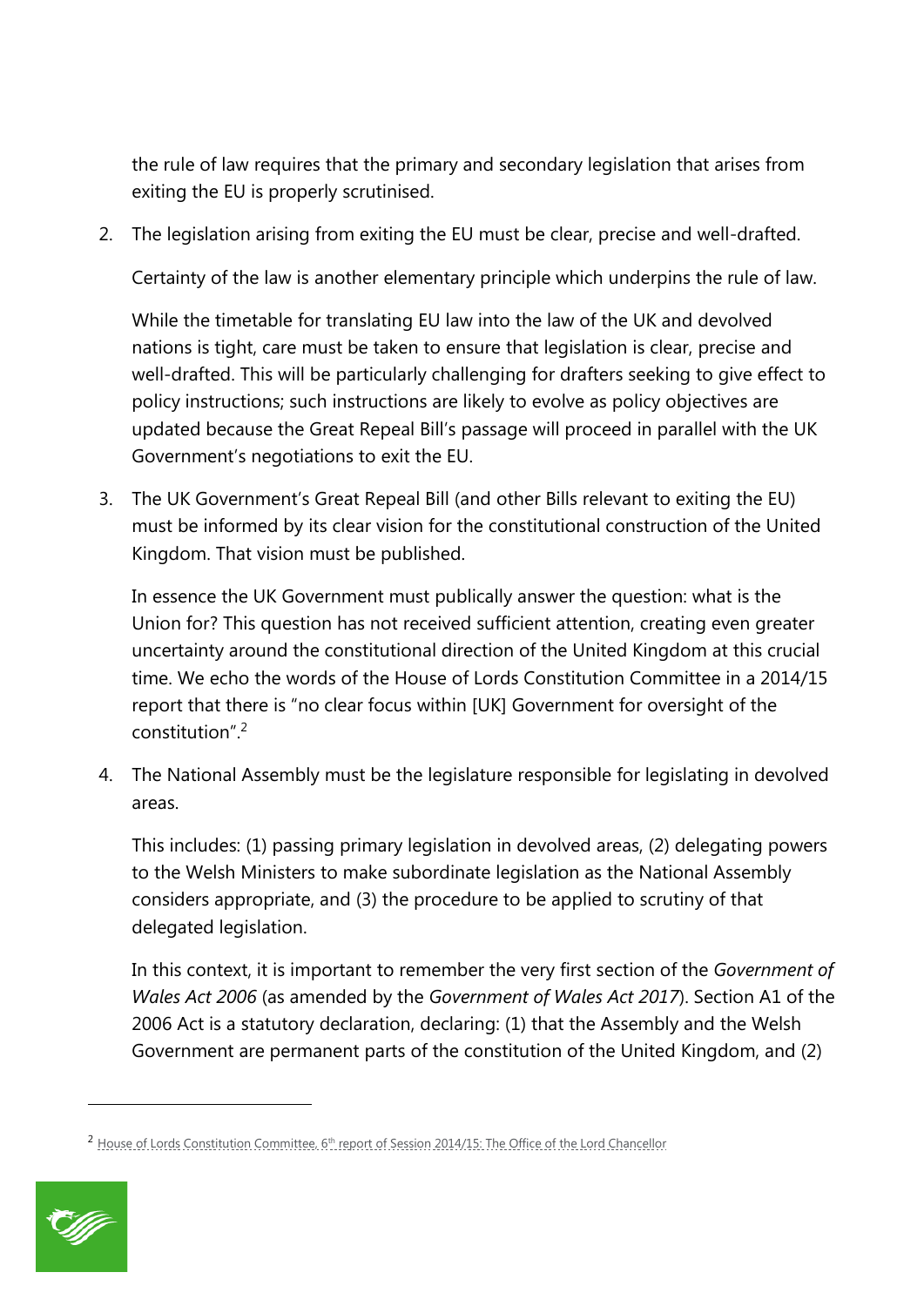the rule of law requires that the primary and secondary legislation that arises from exiting the EU is properly scrutinised.

2. The legislation arising from exiting the EU must be clear, precise and well-drafted.

   Certainty of the law is another elementary principle which underpins the rule of law.

   While the timetable for translating EU law into the law of the UK and devolved nations is tight, care must be taken to ensure that legislation is clear, precise and well-drafted. This will be particularly challenging for drafters seeking to give effect to policy instructions; such instructions are likely to evolve as policy objectives are updated because the Great Repeal Bill's passage will proceed in parallel with the UK Government's negotiations to exit the EU.

3. The UK Government's Great Repeal Bill (and other Bills relevant to exiting the EU) must be informed by its clear vision for the constitutional construction of the United Kingdom. That vision must be published.

   In essence the UK Government must publically answer the question: what is the Union for? This question has not received sufficient attention, creating even greater uncertainty around the constitutional direction of the United Kingdom at this crucial time. We echo the words of the House of Lords Constitution Committee in a 2014/15 report that there is "no clear focus within [UK] Government for oversight of the constitution".[2]

4. The National Assembly must be the legislature responsible for legislating in devolved areas.

   This includes: (1) passing primary legislation in devolved areas, (2) delegating powers to the Welsh Ministers to make subordinate legislation as the National Assembly considers appropriate, and (3) the procedure to be applied to scrutiny of that delegated legislation.

   In this context, it is important to remember the very first section of the *Government of Wales Act 2006* (as amended by the *Government of Wales Act 2017*). Section A1 of the 2006 Act is a statutory declaration, declaring: (1) that the Assembly and the Welsh Government are permanent parts of the constitution of the United Kingdom, and (2)

---

[2] House of Lords Constitution Committee, 6th report of Session 2014/15: The Office of the Lord Chancellor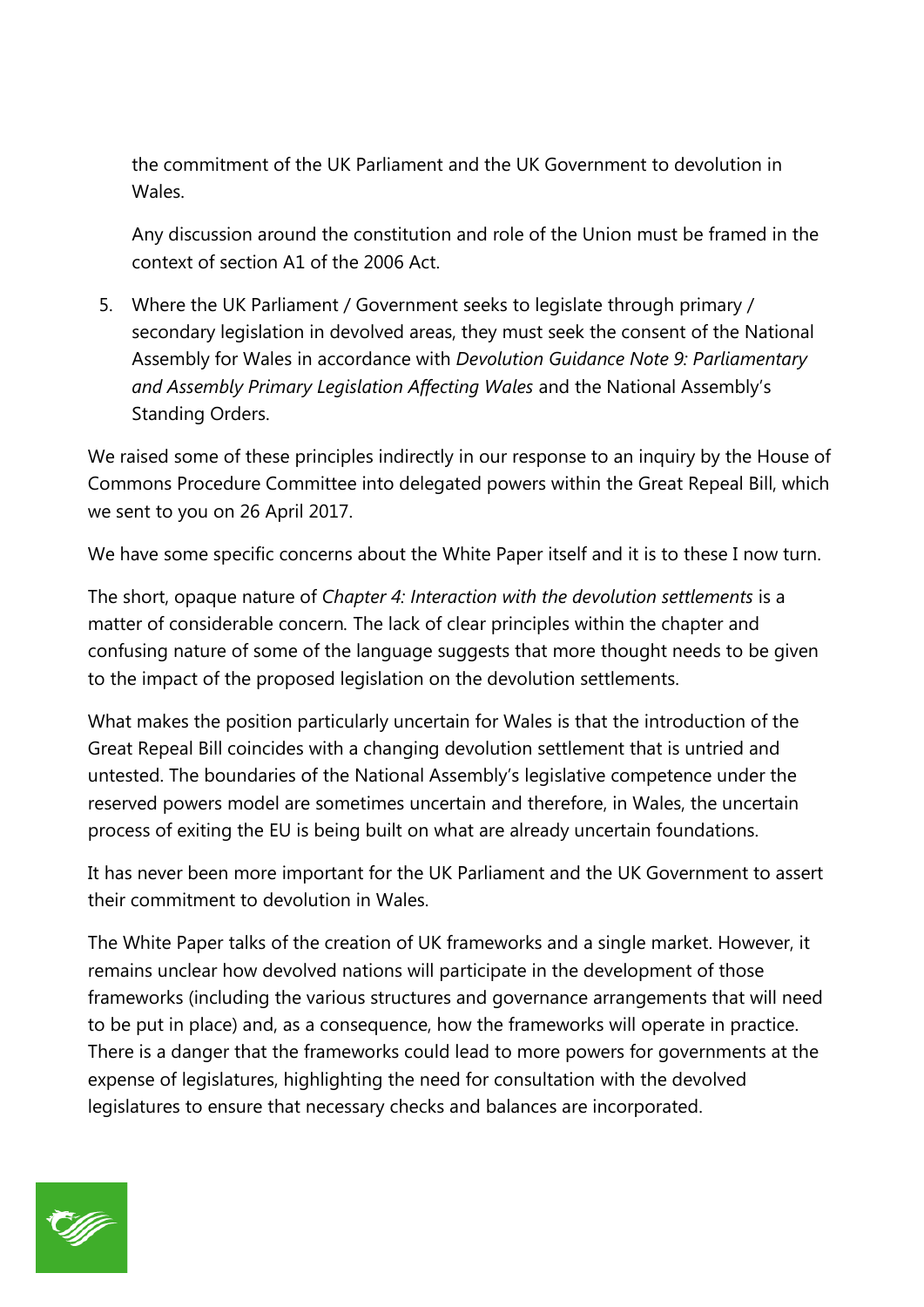the commitment of the UK Parliament and the UK Government to devolution in Wales.

Any discussion around the constitution and role of the Union must be framed in the context of section A1 of the 2006 Act.

5. Where the UK Parliament / Government seeks to legislate through primary / secondary legislation in devolved areas, they must seek the consent of the National Assembly for Wales in accordance with *Devolution Guidance Note 9: Parliamentary and Assembly Primary Legislation Affecting Wales* and the National Assembly's Standing Orders.

We raised some of these principles indirectly in our response to an inquiry by the House of Commons Procedure Committee into delegated powers within the Great Repeal Bill, which we sent to you on 26 April 2017.

We have some specific concerns about the White Paper itself and it is to these I now turn.

The short, opaque nature of *Chapter 4: Interaction with the devolution settlements* is a matter of considerable concern. The lack of clear principles within the chapter and confusing nature of some of the language suggests that more thought needs to be given to the impact of the proposed legislation on the devolution settlements.

What makes the position particularly uncertain for Wales is that the introduction of the Great Repeal Bill coincides with a changing devolution settlement that is untried and untested. The boundaries of the National Assembly's legislative competence under the reserved powers model are sometimes uncertain and therefore, in Wales, the uncertain process of exiting the EU is being built on what are already uncertain foundations.

It has never been more important for the UK Parliament and the UK Government to assert their commitment to devolution in Wales.

The White Paper talks of the creation of UK frameworks and a single market. However, it remains unclear how devolved nations will participate in the development of those frameworks (including the various structures and governance arrangements that will need to be put in place) and, as a consequence, how the frameworks will operate in practice. There is a danger that the frameworks could lead to more powers for governments at the expense of legislatures, highlighting the need for consultation with the devolved legislatures to ensure that necessary checks and balances are incorporated.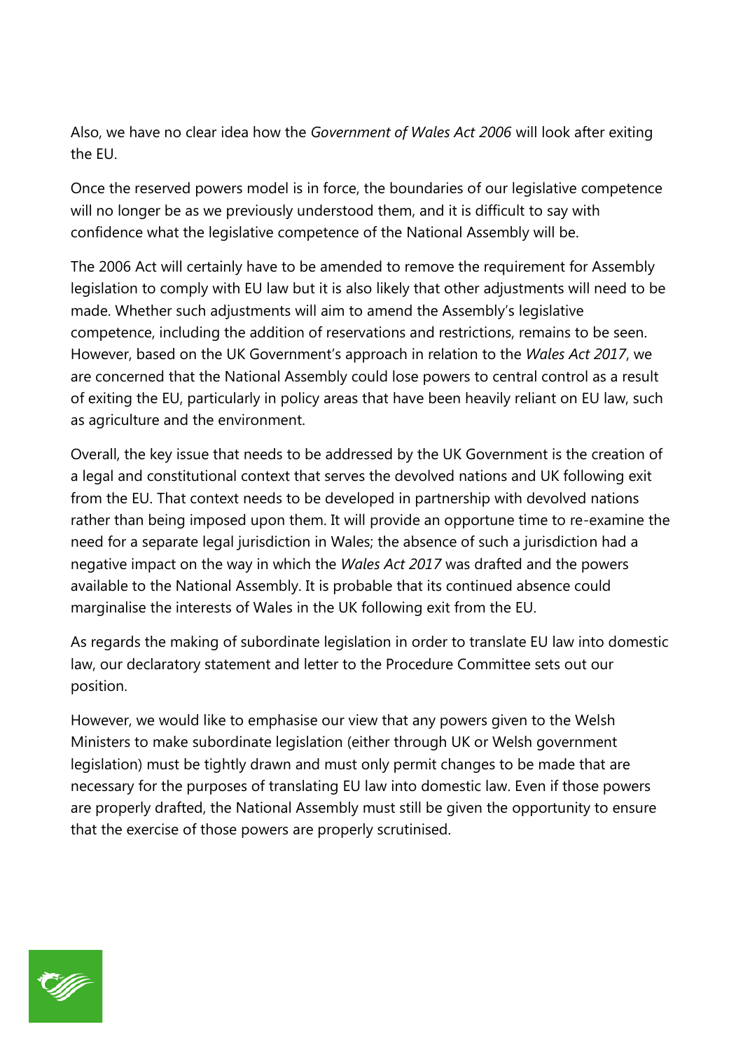Also, we have no clear idea how the *Government of Wales Act 2006* will look after exiting the EU.

Once the reserved powers model is in force, the boundaries of our legislative competence will no longer be as we previously understood them, and it is difficult to say with confidence what the legislative competence of the National Assembly will be.

The 2006 Act will certainly have to be amended to remove the requirement for Assembly legislation to comply with EU law but it is also likely that other adjustments will need to be made. Whether such adjustments will aim to amend the Assembly's legislative competence, including the addition of reservations and restrictions, remains to be seen. However, based on the UK Government's approach in relation to the *Wales Act 2017*, we are concerned that the National Assembly could lose powers to central control as a result of exiting the EU, particularly in policy areas that have been heavily reliant on EU law, such as agriculture and the environment.

Overall, the key issue that needs to be addressed by the UK Government is the creation of a legal and constitutional context that serves the devolved nations and UK following exit from the EU. That context needs to be developed in partnership with devolved nations rather than being imposed upon them. It will provide an opportune time to re-examine the need for a separate legal jurisdiction in Wales; the absence of such a jurisdiction had a negative impact on the way in which the *Wales Act 2017* was drafted and the powers available to the National Assembly. It is probable that its continued absence could marginalise the interests of Wales in the UK following exit from the EU.

As regards the making of subordinate legislation in order to translate EU law into domestic law, our declaratory statement and letter to the Procedure Committee sets out our position.

However, we would like to emphasise our view that any powers given to the Welsh Ministers to make subordinate legislation (either through UK or Welsh government legislation) must be tightly drawn and must only permit changes to be made that are necessary for the purposes of translating EU law into domestic law. Even if those powers are properly drafted, the National Assembly must still be given the opportunity to ensure that the exercise of those powers are properly scrutinised.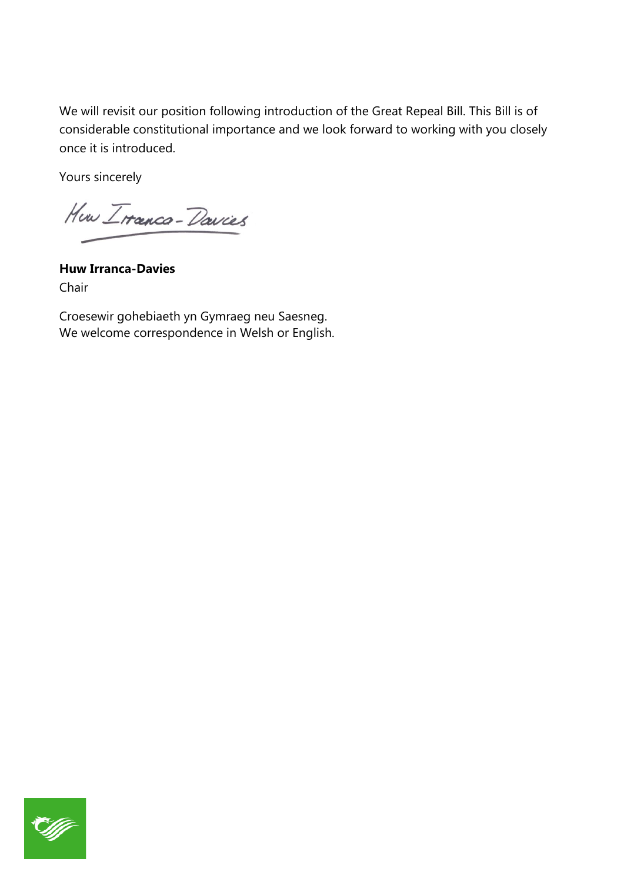We will revisit our position following introduction of the Great Repeal Bill. This Bill is of considerable constitutional importance and we look forward to working with you closely once it is introduced.

Yours sincerely

Huw Irranca-Davies

**Huw Irranca-Davies**
Chair

Croesewir gohebiaeth yn Gymraeg neu Saesneg.
We welcome correspondence in Welsh or English.